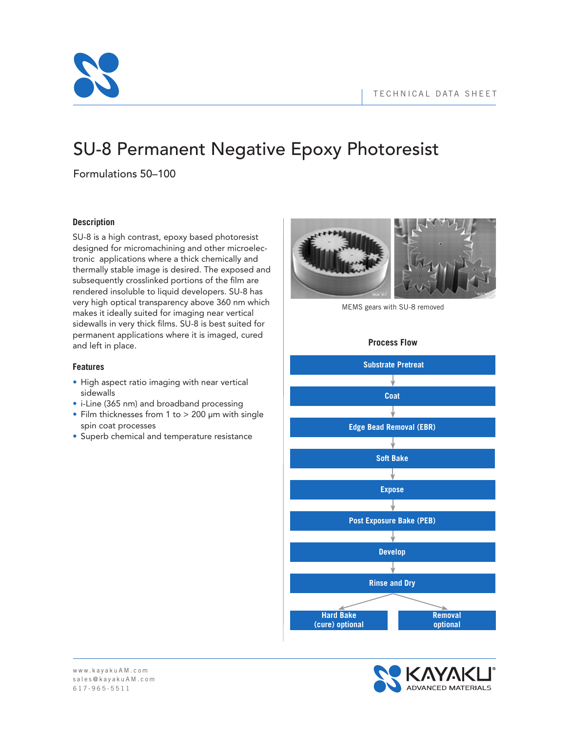TECHNICAL DATA SHEET

# SU-8 Permanent Negative Epoxy Photoresist

Formulations 50–100

## Description

SU-8 is a high contrast, epoxy based photoresist designed for micromachining and other microelectronic applications where a thick chemically and thermally stable image is desired. The exposed and subsequently crosslinked portions of the film are rendered insoluble to liquid developers. SU-8 has very high optical transparency above 360 nm which makes it ideally suited for imaging near vertical sidewalls in very thick films. SU-8 is best suited for permanent applications where it is imaged, cured and left in place.

## Features

- High aspect ratio imaging with near vertical sidewalls
- i-Line (365 nm) and broadband processing
- Film thicknesses from 1 to > 200 µm with single spin coat processes
- Superb chemical and temperature resistance

MEMS gears with SU-8 removed

### Process Flow

1. Substrate Pretreat
2. Coat
3. Edge Bead Removal (EBR)
4. Soft Bake
5. Expose
6. Post Exposure Bake (PEB)
7. Develop
8. Rinse and Dry
9. Hard Bake (cure) optional / Removal optional

www.kayakuAM.com
sales@kayakuAM.com
617-965-5511

KAYAKU ADVANCED MATERIALS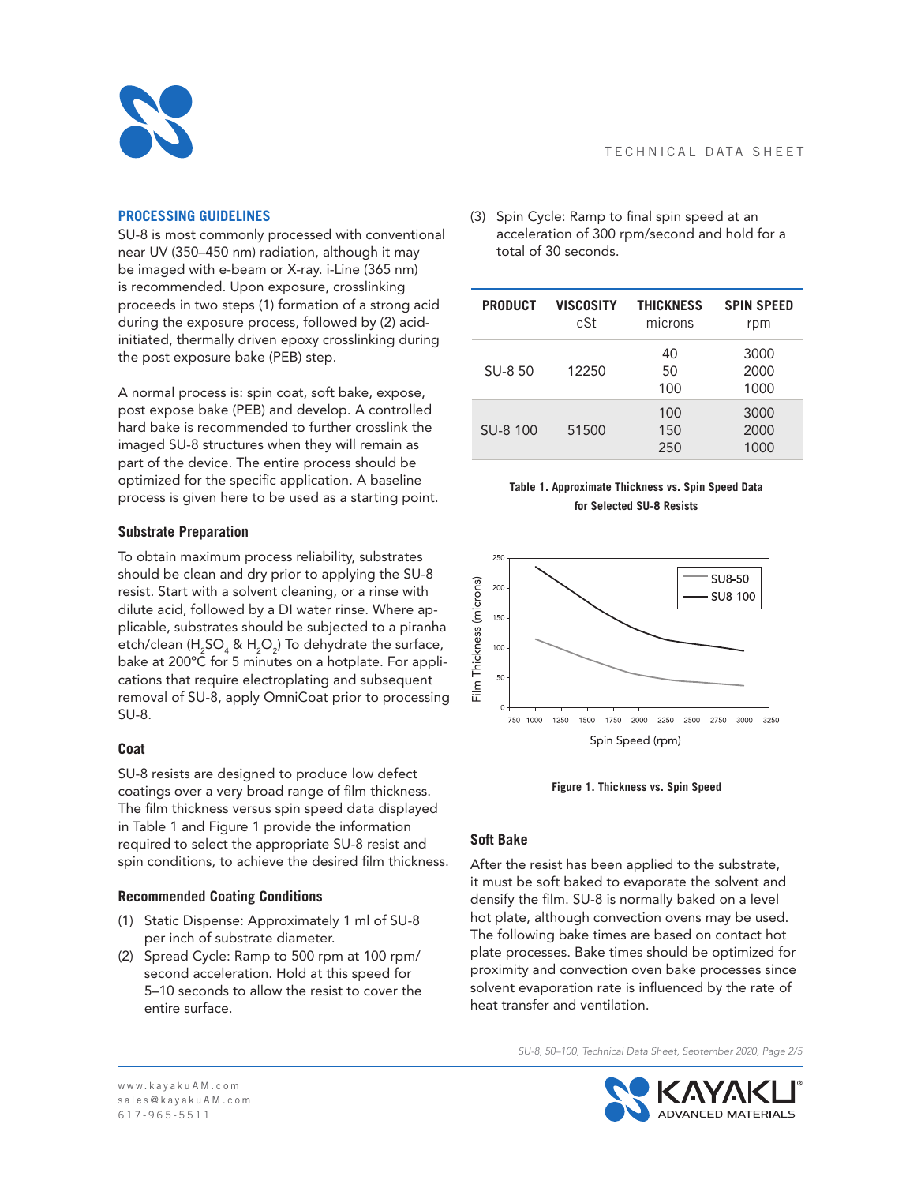## PROCESSING GUIDELINES

SU-8 is most commonly processed with conventional near UV (350–450 nm) radiation, although it may be imaged with e-beam or X-ray. i-Line (365 nm) is recommended. Upon exposure, crosslinking proceeds in two steps (1) formation of a strong acid during the exposure process, followed by (2) acid-initiated, thermally driven epoxy crosslinking during the post exposure bake (PEB) step.

A normal process is: spin coat, soft bake, expose, post expose bake (PEB) and develop. A controlled hard bake is recommended to further crosslink the imaged SU-8 structures when they will remain as part of the device. The entire process should be optimized for the specific application. A baseline process is given here to be used as a starting point.

### Substrate Preparation

To obtain maximum process reliability, substrates should be clean and dry prior to applying the SU-8 resist. Start with a solvent cleaning, or a rinse with dilute acid, followed by a DI water rinse. Where applicable, substrates should be subjected to a piranha etch/clean ($H_2SO_4$ & $H_2O_2$) To dehydrate the surface, bake at 200°C for 5 minutes on a hotplate. For applications that require electroplating and subsequent removal of SU-8, apply OmniCoat prior to processing SU-8.

### Coat

SU-8 resists are designed to produce low defect coatings over a very broad range of film thickness. The film thickness versus spin speed data displayed in Table 1 and Figure 1 provide the information required to select the appropriate SU-8 resist and spin conditions, to achieve the desired film thickness.

### Recommended Coating Conditions

(1) Static Dispense: Approximately 1 ml of SU-8 per inch of substrate diameter.

(2) Spread Cycle: Ramp to 500 rpm at 100 rpm/second acceleration. Hold at this speed for 5–10 seconds to allow the resist to cover the entire surface.

(3) Spin Cycle: Ramp to final spin speed at an acceleration of 300 rpm/second and hold for a total of 30 seconds.

| PRODUCT | VISCOSITY cSt | THICKNESS microns | SPIN SPEED rpm |
|---|---|---|---|
| SU-8 50 | 12250 | 40<br>50<br>100 | 3000<br>2000<br>1000 |
| SU-8 100 | 51500 | 100<br>150<br>250 | 3000<br>2000<br>1000 |

**Table 1. Approximate Thickness vs. Spin Speed Data for Selected SU-8 Resists**

**Figure 1. Thickness vs. Spin Speed**

### Soft Bake

After the resist has been applied to the substrate, it must be soft baked to evaporate the solvent and densify the film. SU-8 is normally baked on a level hot plate, although convection ovens may be used. The following bake times are based on contact hot plate processes. Bake times should be optimized for proximity and convection oven bake processes since solvent evaporation rate is influenced by the rate of heat transfer and ventilation.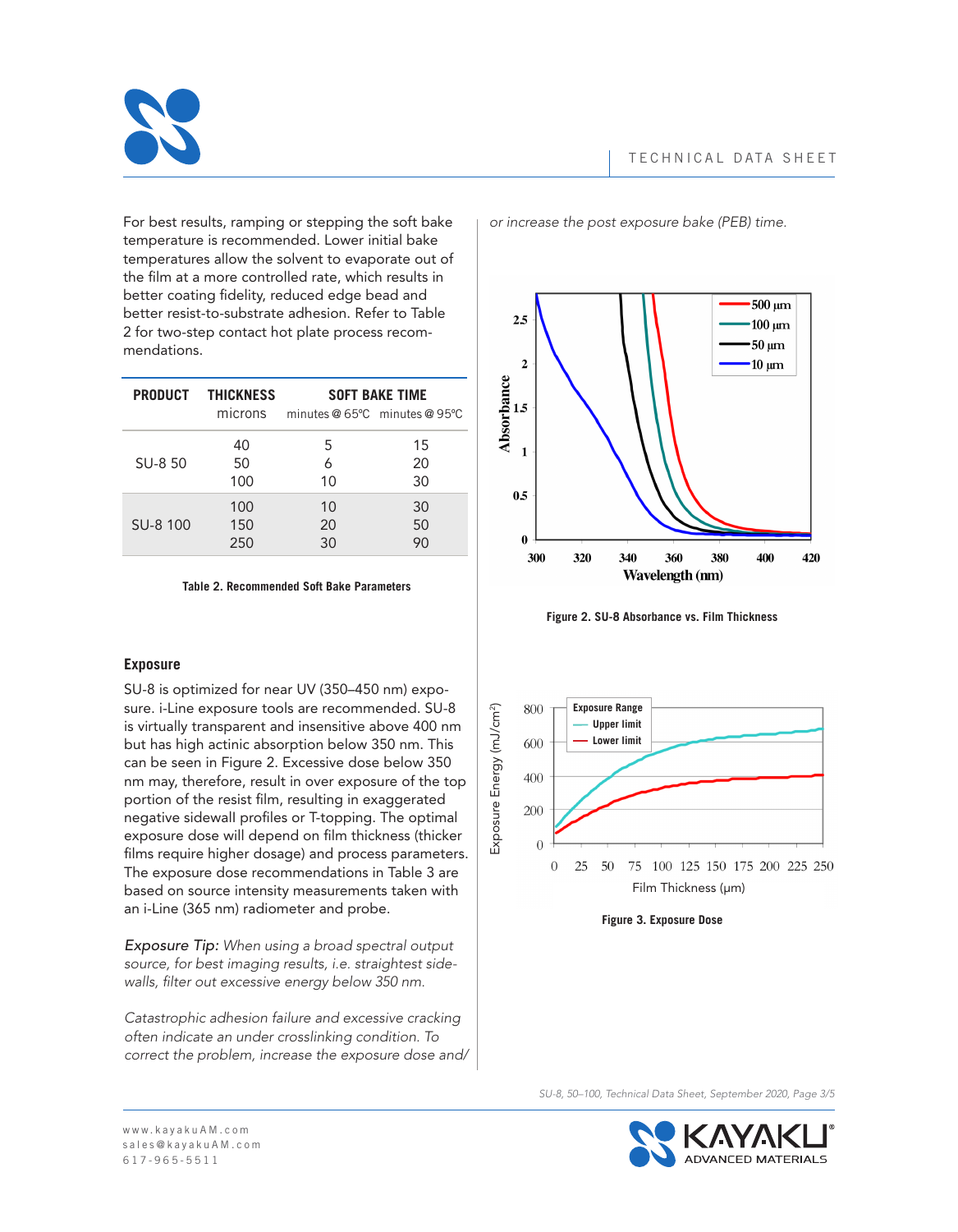For best results, ramping or stepping the soft bake temperature is recommended. Lower initial bake temperatures allow the solvent to evaporate out of the film at a more controlled rate, which results in better coating fidelity, reduced edge bead and better resist-to-substrate adhesion. Refer to Table 2 for two-step contact hot plate process recommendations.

| PRODUCT | THICKNESS microns | SOFT BAKE TIME minutes @ 65°C | minutes @ 95°C |
|---|---|---|---|
| SU-8 50 | 40 | 5 | 15 |
| | 50 | 6 | 20 |
| | 100 | 10 | 30 |
| SU-8 100 | 100 | 10 | 30 |
| | 150 | 20 | 50 |
| | 250 | 30 | 90 |

**Table 2. Recommended Soft Bake Parameters**

### Exposure

SU-8 is optimized for near UV (350–450 nm) exposure. i-Line exposure tools are recommended. SU-8 is virtually transparent and insensitive above 400 nm but has high actinic absorption below 350 nm. This can be seen in Figure 2. Excessive dose below 350 nm may, therefore, result in over exposure of the top portion of the resist film, resulting in exaggerated negative sidewall profiles or T-topping. The optimal exposure dose will depend on film thickness (thicker films require higher dosage) and process parameters. The exposure dose recommendations in Table 3 are based on source intensity measurements taken with an i-Line (365 nm) radiometer and probe.

*Exposure Tip: When using a broad spectral output source, for best imaging results, i.e. straightest sidewalls, filter out excessive energy below 350 nm.*

*Catastrophic adhesion failure and excessive cracking often indicate an under crosslinking condition. To correct the problem, increase the exposure dose and/or increase the post exposure bake (PEB) time.*

**Figure 2. SU-8 Absorbance vs. Film Thickness**

**Figure 3. Exposure Dose**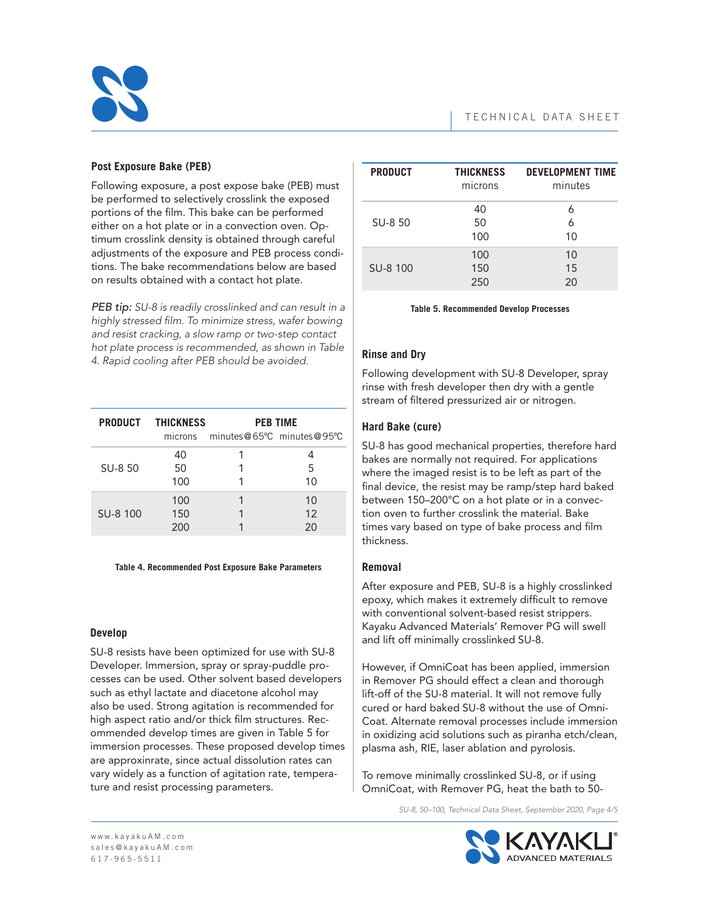## Post Exposure Bake (PEB)

Following exposure, a post expose bake (PEB) must be performed to selectively crosslink the exposed portions of the film. This bake can be performed either on a hot plate or in a convection oven. Optimum crosslink density is obtained through careful adjustments of the exposure and PEB process conditions. The bake recommendations below are based on results obtained with a contact hot plate.

*PEB tip: SU-8 is readily crosslinked and can result in a highly stressed film. To minimize stress, wafer bowing and resist cracking, a slow ramp or two-step contact hot plate process is recommended, as shown in Table 4. Rapid cooling after PEB should be avoided.*

| PRODUCT | THICKNESS microns | PEB TIME minutes@65ºC | minutes@95ºC |
|---|---|---|---|
| SU-8 50 | 40 | 1 | 4 |
| | 50 | 1 | 5 |
| | 100 | 1 | 10 |
| SU-8 100 | 100 | 1 | 10 |
| | 150 | 1 | 12 |
| | 200 | 1 | 20 |

**Table 4. Recommended Post Exposure Bake Parameters**

## Develop

SU-8 resists have been optimized for use with SU-8 Developer. Immersion, spray or spray-puddle processes can be used. Other solvent based developers such as ethyl lactate and diacetone alcohol may also be used. Strong agitation is recommended for high aspect ratio and/or thick film structures. Recommended develop times are given in Table 5 for immersion processes. These proposed develop times are approxinrate, since actual dissolution rates can vary widely as a function of agitation rate, temperature and resist processing parameters.

| PRODUCT | THICKNESS microns | DEVELOPMENT TIME minutes |
|---|---|---|
| SU-8 50 | 40 | 6 |
| | 50 | 6 |
| | 100 | 10 |
| SU-8 100 | 100 | 10 |
| | 150 | 15 |
| | 250 | 20 |

**Table 5. Recommended Develop Processes**

## Rinse and Dry

Following development with SU-8 Developer, spray rinse with fresh developer then dry with a gentle stream of filtered pressurized air or nitrogen.

## Hard Bake (cure)

SU-8 has good mechanical properties, therefore hard bakes are normally not required. For applications where the imaged resist is to be left as part of the final device, the resist may be ramp/step hard baked between 150–200°C on a hot plate or in a convection oven to further crosslink the material. Bake times vary based on type of bake process and film thickness.

## Removal

After exposure and PEB, SU-8 is a highly crosslinked epoxy, which makes it extremely difficult to remove with conventional solvent-based resist strippers. Kayaku Advanced Materials' Remover PG will swell and lift off minimally crosslinked SU-8.

However, if OmniCoat has been applied, immersion in Remover PG should effect a clean and thorough lift-off of the SU-8 material. It will not remove fully cured or hard baked SU-8 without the use of OmniCoat. Alternate removal processes include immersion in oxidizing acid solutions such as piranha etch/clean, plasma ash, RIE, laser ablation and pyrolysis.

To remove minimally crosslinked SU-8, or if using OmniCoat, with Remover PG, heat the bath to 50-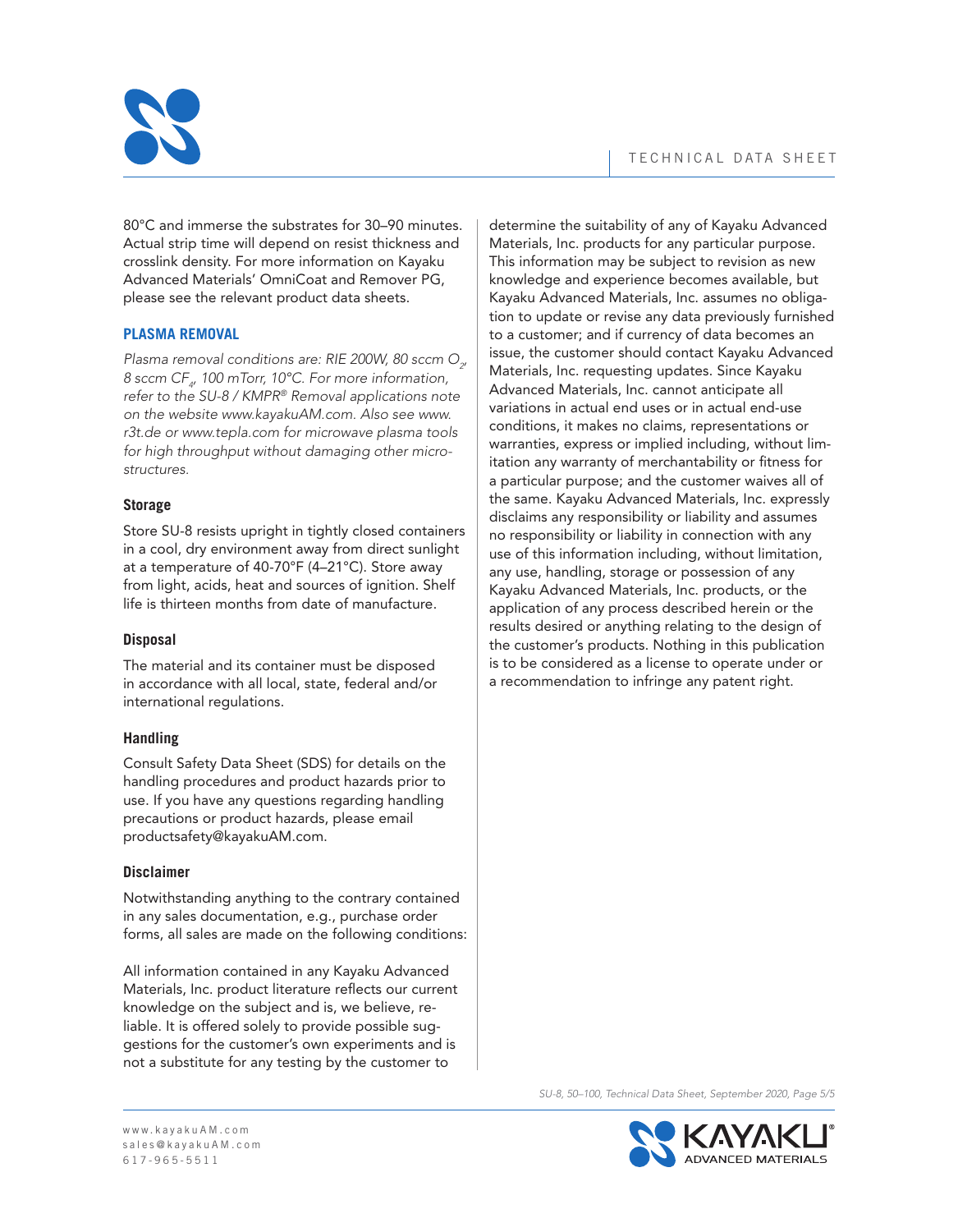80°C and immerse the substrates for 30–90 minutes. Actual strip time will depend on resist thickness and crosslink density. For more information on Kayaku Advanced Materials' OmniCoat and Remover PG, please see the relevant product data sheets.

### PLASMA REMOVAL

*Plasma removal conditions are: RIE 200W, 80 sccm $O_2$, 8 sccm $CF_4$, 100 mTorr, 10°C. For more information, refer to the SU-8 / KMPR® Removal applications note on the website www.kayakuAM.com. Also see www.r3t.de or www.tepla.com for microwave plasma tools for high throughput without damaging other microstructures.*

### Storage

Store SU-8 resists upright in tightly closed containers in a cool, dry environment away from direct sunlight at a temperature of 40-70°F (4–21°C). Store away from light, acids, heat and sources of ignition. Shelf life is thirteen months from date of manufacture.

### Disposal

The material and its container must be disposed in accordance with all local, state, federal and/or international regulations.

### Handling

Consult Safety Data Sheet (SDS) for details on the handling procedures and product hazards prior to use. If you have any questions regarding handling precautions or product hazards, please email productsafety@kayakuAM.com.

### Disclaimer

Notwithstanding anything to the contrary contained in any sales documentation, e.g., purchase order forms, all sales are made on the following conditions:

All information contained in any Kayaku Advanced Materials, Inc. product literature reflects our current knowledge on the subject and is, we believe, reliable. It is offered solely to provide possible suggestions for the customer's own experiments and is not a substitute for any testing by the customer to determine the suitability of any of Kayaku Advanced Materials, Inc. products for any particular purpose. This information may be subject to revision as new knowledge and experience becomes available, but Kayaku Advanced Materials, Inc. assumes no obligation to update or revise any data previously furnished to a customer; and if currency of data becomes an issue, the customer should contact Kayaku Advanced Materials, Inc. requesting updates. Since Kayaku Advanced Materials, Inc. cannot anticipate all variations in actual end uses or in actual end-use conditions, it makes no claims, representations or warranties, express or implied including, without limitation any warranty of merchantability or fitness for a particular purpose; and the customer waives all of the same. Kayaku Advanced Materials, Inc. expressly disclaims any responsibility or liability and assumes no responsibility or liability in connection with any use of this information including, without limitation, any use, handling, storage or possession of any Kayaku Advanced Materials, Inc. products, or the application of any process described herein or the results desired or anything relating to the design of the customer's products. Nothing in this publication is to be considered as a license to operate under or a recommendation to infringe any patent right.